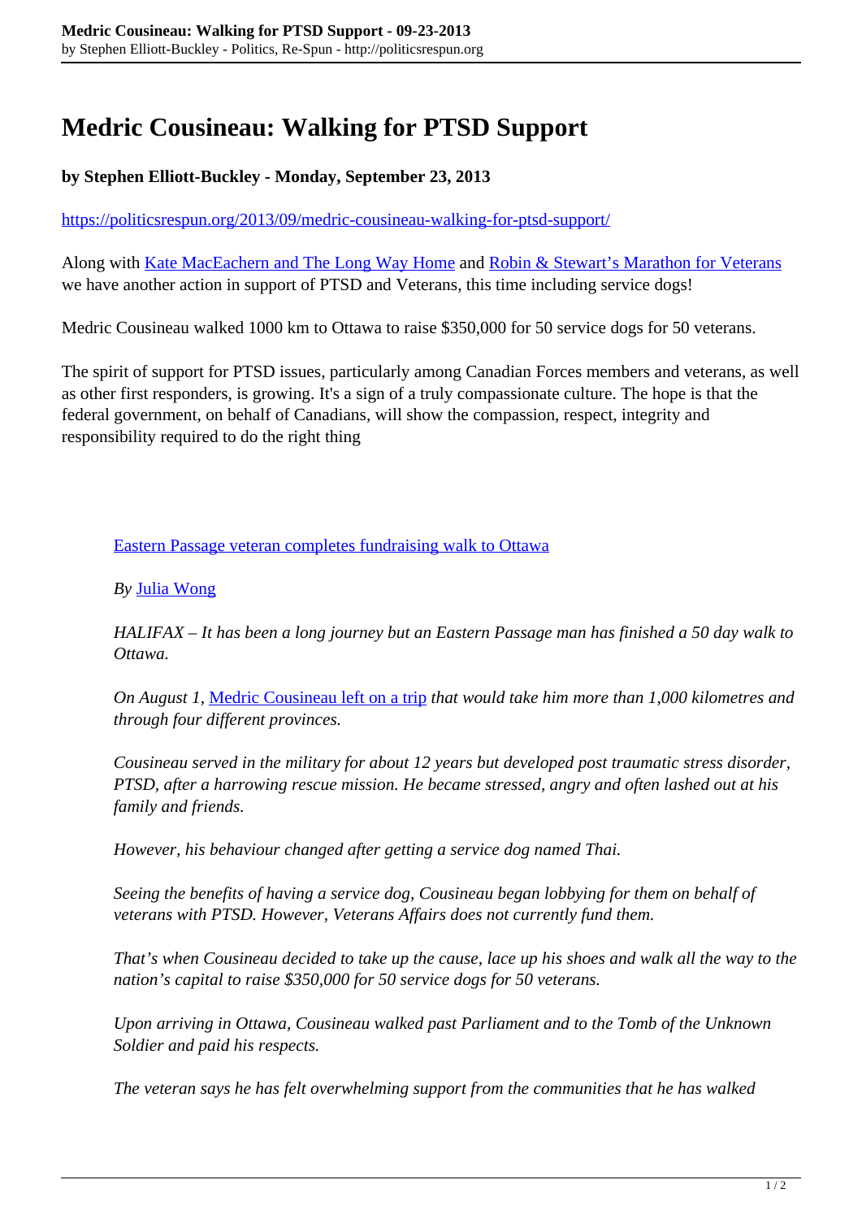# Medric Cousineau: Walking for PTSD Support

**by Stephen Elliott-Buckley - Monday, September 23, 2013**

https://politicsrespun.org/2013/09/medric-cousineau-walking-for-ptsd-support/

Along with Kate MacEachern and The Long Way Home and Robin & Stewart's Marathon for Veterans we have another action in support of PTSD and Veterans, this time including service dogs!

Medric Cousineau walked 1000 km to Ottawa to raise $350,000 for 50 service dogs for 50 veterans.

The spirit of support for PTSD issues, particularly among Canadian Forces members and veterans, as well as other first responders, is growing. It's a sign of a truly compassionate culture. The hope is that the federal government, on behalf of Canadians, will show the compassion, respect, integrity and responsibility required to do the right thing

> Eastern Passage veteran completes fundraising walk to Ottawa
>
> *By* Julia Wong
>
> *HALIFAX – It has been a long journey but an Eastern Passage man has finished a 50 day walk to Ottawa.*
>
> *On August 1,* Medric Cousineau left on a trip *that would take him more than 1,000 kilometres and through four different provinces.*
>
> *Cousineau served in the military for about 12 years but developed post traumatic stress disorder, PTSD, after a harrowing rescue mission. He became stressed, angry and often lashed out at his family and friends.*
>
> *However, his behaviour changed after getting a service dog named Thai.*
>
> *Seeing the benefits of having a service dog, Cousineau began lobbying for them on behalf of veterans with PTSD. However, Veterans Affairs does not currently fund them.*
>
> *That's when Cousineau decided to take up the cause, lace up his shoes and walk all the way to the nation's capital to raise $350,000 for 50 service dogs for 50 veterans.*
>
> *Upon arriving in Ottawa, Cousineau walked past Parliament and to the Tomb of the Unknown Soldier and paid his respects.*
>
> *The veteran says he has felt overwhelming support from the communities that he has walked*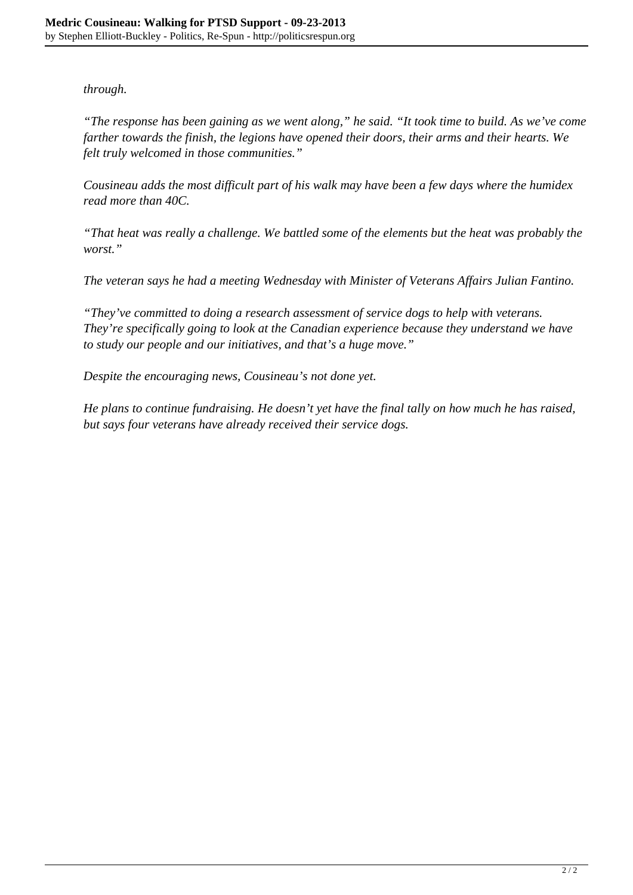*through.*

*“The response has been gaining as we went along,” he said. “It took time to build. As we’ve come farther towards the finish, the legions have opened their doors, their arms and their hearts. We felt truly welcomed in those communities.”*

*Cousineau adds the most difficult part of his walk may have been a few days where the humidex read more than 40C.*

*“That heat was really a challenge. We battled some of the elements but the heat was probably the worst.”*

*The veteran says he had a meeting Wednesday with Minister of Veterans Affairs Julian Fantino.*

*“They’ve committed to doing a research assessment of service dogs to help with veterans. They’re specifically going to look at the Canadian experience because they understand we have to study our people and our initiatives, and that’s a huge move.”*

*Despite the encouraging news, Cousineau’s not done yet.*

*He plans to continue fundraising. He doesn’t yet have the final tally on how much he has raised, but says four veterans have already received their service dogs.*